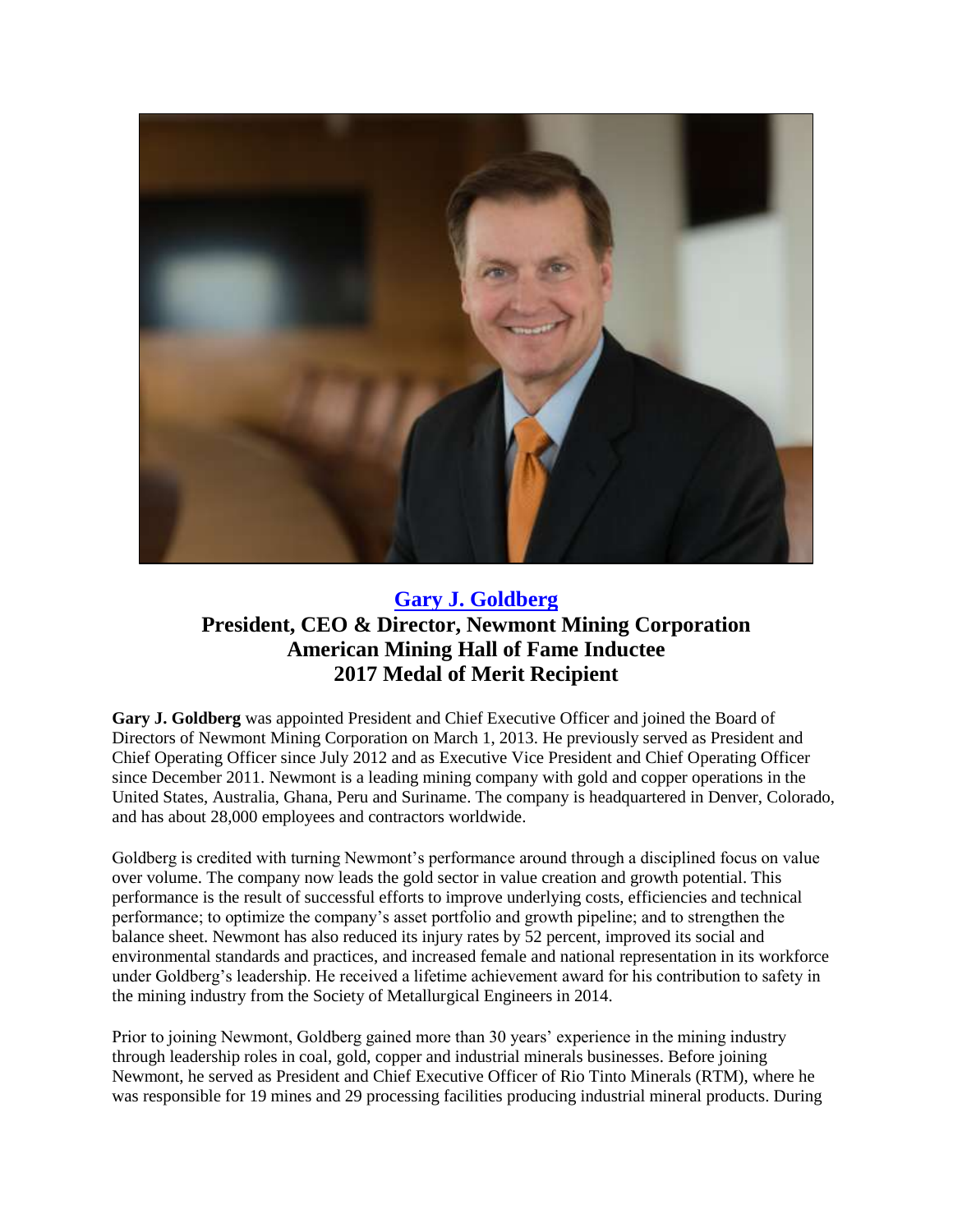## [Gary J. Goldberg](#)

### President, CEO & Director, Newmont Mining Corporation
### American Mining Hall of Fame Inductee
### 2017 Medal of Merit Recipient

**Gary J. Goldberg** was appointed President and Chief Executive Officer and joined the Board of Directors of Newmont Mining Corporation on March 1, 2013. He previously served as President and Chief Operating Officer since July 2012 and as Executive Vice President and Chief Operating Officer since December 2011. Newmont is a leading mining company with gold and copper operations in the United States, Australia, Ghana, Peru and Suriname. The company is headquartered in Denver, Colorado, and has about 28,000 employees and contractors worldwide.

Goldberg is credited with turning Newmont's performance around through a disciplined focus on value over volume. The company now leads the gold sector in value creation and growth potential. This performance is the result of successful efforts to improve underlying costs, efficiencies and technical performance; to optimize the company's asset portfolio and growth pipeline; and to strengthen the balance sheet. Newmont has also reduced its injury rates by 52 percent, improved its social and environmental standards and practices, and increased female and national representation in its workforce under Goldberg's leadership. He received a lifetime achievement award for his contribution to safety in the mining industry from the Society of Metallurgical Engineers in 2014.

Prior to joining Newmont, Goldberg gained more than 30 years' experience in the mining industry through leadership roles in coal, gold, copper and industrial minerals businesses. Before joining Newmont, he served as President and Chief Executive Officer of Rio Tinto Minerals (RTM), where he was responsible for 19 mines and 29 processing facilities producing industrial mineral products. During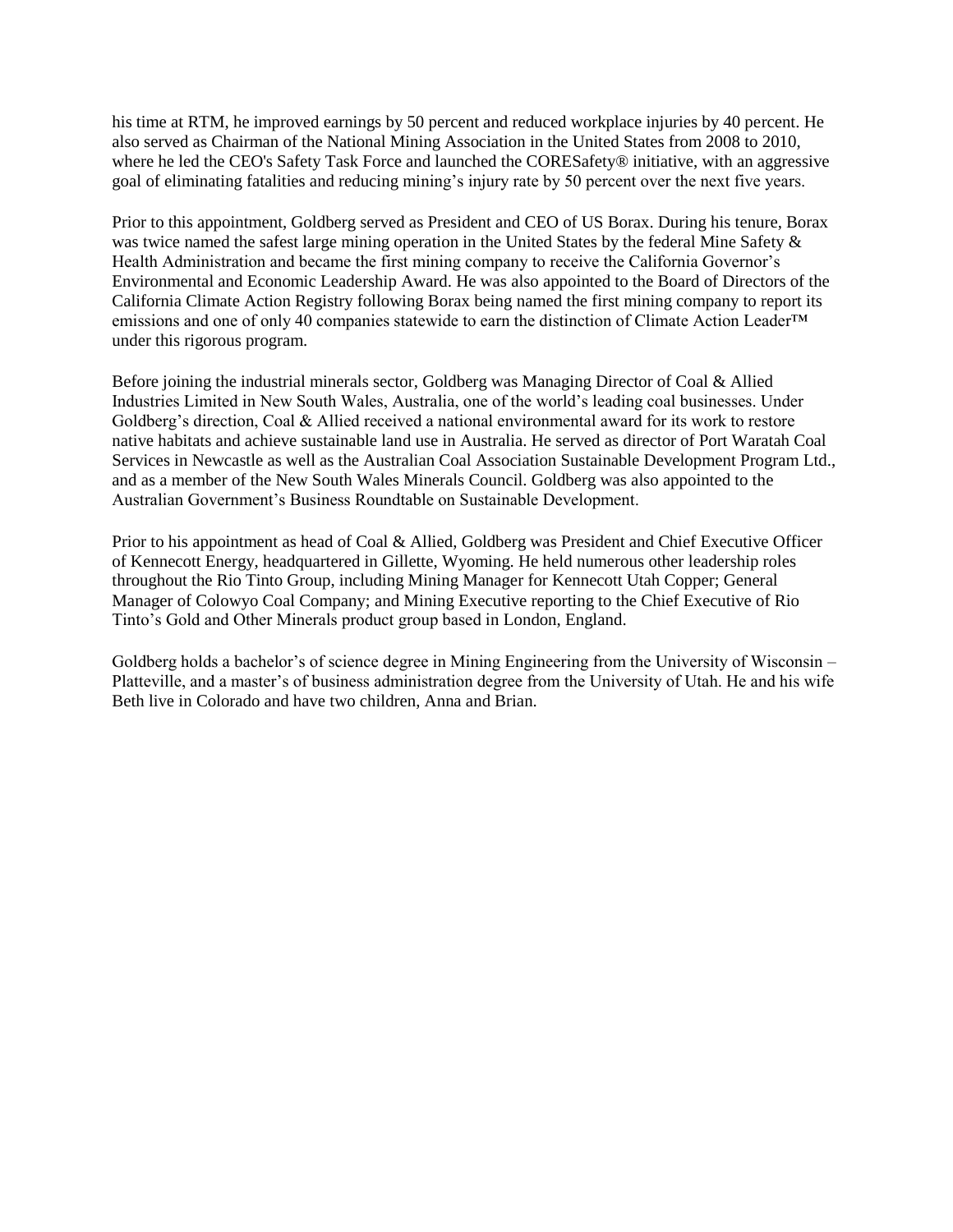his time at RTM, he improved earnings by 50 percent and reduced workplace injuries by 40 percent. He also served as Chairman of the National Mining Association in the United States from 2008 to 2010, where he led the CEO's Safety Task Force and launched the CORESafety® initiative, with an aggressive goal of eliminating fatalities and reducing mining's injury rate by 50 percent over the next five years.

Prior to this appointment, Goldberg served as President and CEO of US Borax. During his tenure, Borax was twice named the safest large mining operation in the United States by the federal Mine Safety & Health Administration and became the first mining company to receive the California Governor's Environmental and Economic Leadership Award. He was also appointed to the Board of Directors of the California Climate Action Registry following Borax being named the first mining company to report its emissions and one of only 40 companies statewide to earn the distinction of Climate Action Leader™ under this rigorous program.

Before joining the industrial minerals sector, Goldberg was Managing Director of Coal & Allied Industries Limited in New South Wales, Australia, one of the world's leading coal businesses. Under Goldberg's direction, Coal & Allied received a national environmental award for its work to restore native habitats and achieve sustainable land use in Australia. He served as director of Port Waratah Coal Services in Newcastle as well as the Australian Coal Association Sustainable Development Program Ltd., and as a member of the New South Wales Minerals Council. Goldberg was also appointed to the Australian Government's Business Roundtable on Sustainable Development.

Prior to his appointment as head of Coal & Allied, Goldberg was President and Chief Executive Officer of Kennecott Energy, headquartered in Gillette, Wyoming. He held numerous other leadership roles throughout the Rio Tinto Group, including Mining Manager for Kennecott Utah Copper; General Manager of Colowyo Coal Company; and Mining Executive reporting to the Chief Executive of Rio Tinto's Gold and Other Minerals product group based in London, England.

Goldberg holds a bachelor's of science degree in Mining Engineering from the University of Wisconsin – Platteville, and a master's of business administration degree from the University of Utah. He and his wife Beth live in Colorado and have two children, Anna and Brian.